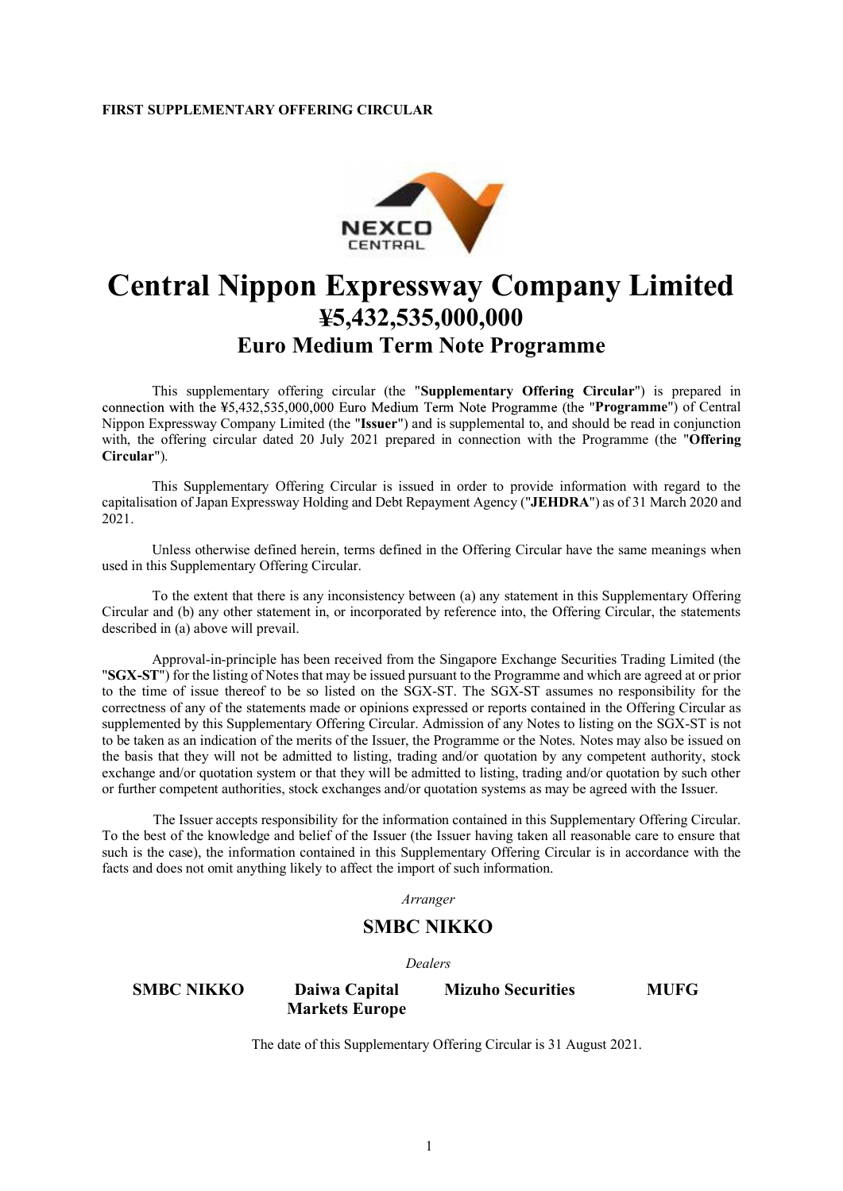**FIRST SUPPLEMENTARY OFFERING CIRCULAR**

# Central Nippon Expressway Company Limited

## ¥5,432,535,000,000

## Euro Medium Term Note Programme

This supplementary offering circular (the "**Supplementary Offering Circular**") is prepared in connection with the ¥5,432,535,000,000 Euro Medium Term Note Programme (the "**Programme**") of Central Nippon Expressway Company Limited (the "**Issuer**") and is supplemental to, and should be read in conjunction with, the offering circular dated 20 July 2021 prepared in connection with the Programme (the "**Offering Circular**").

This Supplementary Offering Circular is issued in order to provide information with regard to the capitalisation of Japan Expressway Holding and Debt Repayment Agency ("**JEHDRA**") as of 31 March 2020 and 2021.

Unless otherwise defined herein, terms defined in the Offering Circular have the same meanings when used in this Supplementary Offering Circular.

To the extent that there is any inconsistency between (a) any statement in this Supplementary Offering Circular and (b) any other statement in, or incorporated by reference into, the Offering Circular, the statements described in (a) above will prevail.

Approval-in-principle has been received from the Singapore Exchange Securities Trading Limited (the "**SGX-ST**") for the listing of Notes that may be issued pursuant to the Programme and which are agreed at or prior to the time of issue thereof to be so listed on the SGX-ST. The SGX-ST assumes no responsibility for the correctness of any of the statements made or opinions expressed or reports contained in the Offering Circular as supplemented by this Supplementary Offering Circular. Admission of any Notes to listing on the SGX-ST is not to be taken as an indication of the merits of the Issuer, the Programme or the Notes. Notes may also be issued on the basis that they will not be admitted to listing, trading and/or quotation by any competent authority, stock exchange and/or quotation system or that they will be admitted to listing, trading and/or quotation by such other or further competent authorities, stock exchanges and/or quotation systems as may be agreed with the Issuer.

The Issuer accepts responsibility for the information contained in this Supplementary Offering Circular. To the best of the knowledge and belief of the Issuer (the Issuer having taken all reasonable care to ensure that such is the case), the information contained in this Supplementary Offering Circular is in accordance with the facts and does not omit anything likely to affect the import of such information.

*Arranger*

**SMBC NIKKO**

*Dealers*

**SMBC NIKKO** | **Daiwa Capital Markets Europe** | **Mizuho Securities** | **MUFG**

The date of this Supplementary Offering Circular is 31 August 2021.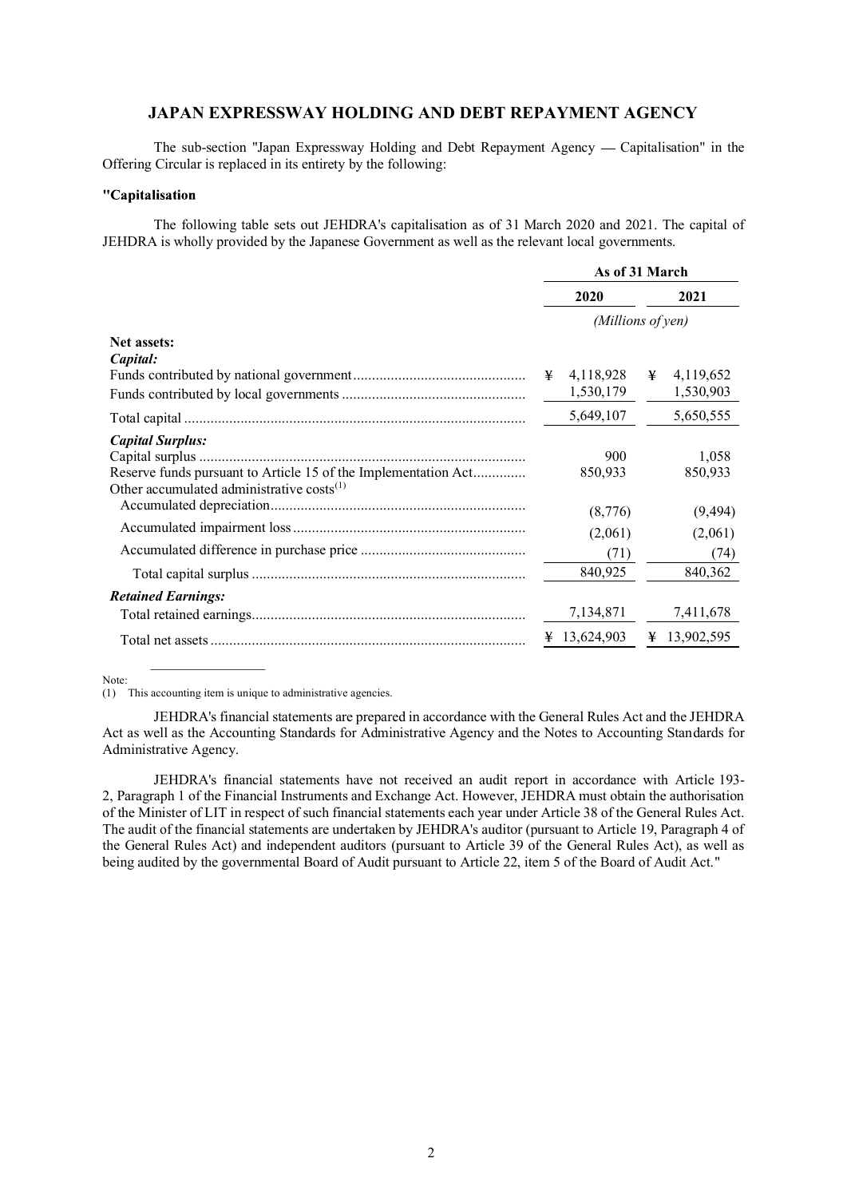## JAPAN EXPRESSWAY HOLDING AND DEBT REPAYMENT AGENCY

The sub-section "Japan Expressway Holding and Debt Repayment Agency — Capitalisation" in the Offering Circular is replaced in its entirety by the following:

**"Capitalisation**

The following table sets out JEHDRA's capitalisation as of 31 March 2020 and 2021. The capital of JEHDRA is wholly provided by the Japanese Government as well as the relevant local governments.

| | As of 31 March | |
|---|---|---|
| | 2020 | 2021 |
| | *(Millions of yen)* | |
| **Net assets:** | | |
| ***Capital:*** | | |
| Funds contributed by national government | ¥ 4,118,928 | ¥ 4,119,652 |
| Funds contributed by local governments | 1,530,179 | 1,530,903 |
| Total capital | 5,649,107 | 5,650,555 |
| ***Capital Surplus:*** | | |
| Capital surplus | 900 | 1,058 |
| Reserve funds pursuant to Article 15 of the Implementation Act | 850,933 | 850,933 |
| Other accumulated administrative costs[(1)] | | |
| Accumulated depreciation | (8,776) | (9,494) |
| Accumulated impairment loss | (2,061) | (2,061) |
| Accumulated difference in purchase price | (71) | (74) |
| Total capital surplus | 840,925 | 840,362 |
| ***Retained Earnings:*** | | |
| Total retained earnings | 7,134,871 | 7,411,678 |
| Total net assets | ¥ 13,624,903 | ¥ 13,902,595 |

Note:
(1) This accounting item is unique to administrative agencies.

JEHDRA's financial statements are prepared in accordance with the General Rules Act and the JEHDRA Act as well as the Accounting Standards for Administrative Agency and the Notes to Accounting Standards for Administrative Agency.

JEHDRA's financial statements have not received an audit report in accordance with Article 193-2, Paragraph 1 of the Financial Instruments and Exchange Act. However, JEHDRA must obtain the authorisation of the Minister of LIT in respect of such financial statements each year under Article 38 of the General Rules Act. The audit of the financial statements are undertaken by JEHDRA's auditor (pursuant to Article 19, Paragraph 4 of the General Rules Act) and independent auditors (pursuant to Article 39 of the General Rules Act), as well as being audited by the governmental Board of Audit pursuant to Article 22, item 5 of the Board of Audit Act."